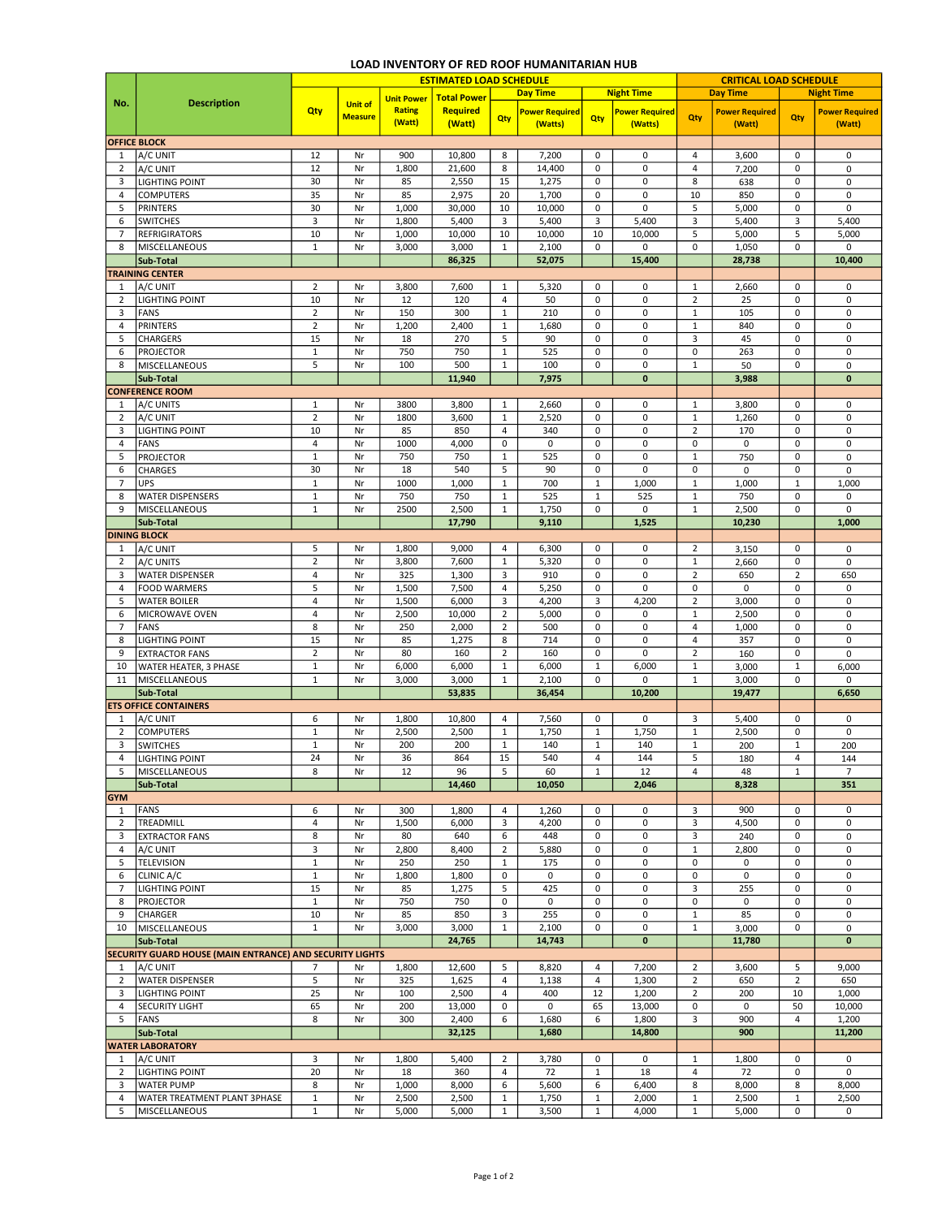# LOAD INVENTORY OF RED ROOF HUMANITARIAN HUB

| No. | Description | ESTIMATED LOAD SCHEDULE | | | | | | | | CRITICAL LOAD SCHEDULE | | | |
|---|---|---|---|---|---|---|---|---|---|---|---|---|---|
| | | | | | | Day Time | | Night Time | | Day Time | | Night Time | |
| | | Qty | Unit of Measure | Unit Power Rating (Watt) | Total Power Required (Watt) | Qty | Power Required (Watts) | Qty | Power Required (Watts) | Qty | Power Required (Watt) | Qty | Power Required (Watt) |
| **OFFICE BLOCK** | | | | | | | | | | | | | |
| 1 | A/C UNIT | 12 | Nr | 900 | 10,800 | 8 | 7,200 | 0 | 0 | 4 | 3,600 | 0 | 0 |
| 1 | A/C UNIT | 12 | Nr | 1,800 | 21,600 | 8 | 14,400 | 0 | 0 | 4 | 7,200 | 0 | 0 |
| 3 | LIGHTING POINT | 30 | Nr | 85 | 2,550 | 15 | 1,275 | 0 | 0 | 8 | 638 | 0 | 0 |
| 4 | COMPUTERS | 35 | Nr | 85 | 2,975 | 20 | 1,700 | 0 | 0 | 10 | 850 | 0 | 0 |
| 5 | PRINTERS | 30 | Nr | 1,000 | 30,000 | 10 | 10,000 | 0 | 0 | 5 | 5,000 | 0 | 0 |
| 6 | SWITCHES | 3 | Nr | 1,800 | 5,400 | 3 | 5,400 | 3 | 5,400 | 3 | 5,400 | 3 | 5,400 |
| 7 | REFRIGIRATORS | 10 | Nr | 1,000 | 10,000 | 10 | 10,000 | 10 | 10,000 | 5 | 5,000 | 5 | 5,000 |
| 8 | MISCELLANEOUS | 1 | Nr | 3,000 | 3,000 | 1 | 2,100 | 0 | 0 | 0 | 1,050 | 0 | 0 |
| | **Sub-Total** | | | | **86,325** | | **52,075** | | **15,400** | | **28,738** | | **10,400** |
| **TRAINING CENTER** | | | | | | | | | | | | | |
| 1 | A/C UNIT | 2 | Nr | 3,800 | 7,600 | 1 | 5,320 | 0 | 0 | 1 | 2,660 | 0 | 0 |
| 2 | LIGHTING POINT | 10 | Nr | 12 | 120 | 4 | 50 | 0 | 0 | 2 | 25 | 0 | 0 |
| 3 | FANS | 2 | Nr | 150 | 300 | 1 | 210 | 0 | 0 | 1 | 105 | 0 | 0 |
| 4 | PRINTERS | 2 | Nr | 1,200 | 2,400 | 1 | 1,680 | 0 | 0 | 1 | 840 | 0 | 0 |
| 5 | CHARGERS | 15 | Nr | 18 | 270 | 5 | 90 | 0 | 0 | 3 | 45 | 0 | 0 |
| 6 | PROJECTOR | 1 | Nr | 750 | 750 | 1 | 525 | 0 | 0 | 0 | 263 | 0 | 0 |
| 8 | MISCELLANEOUS | 5 | Nr | 100 | 500 | 1 | 100 | 0 | 0 | 1 | 50 | 0 | 0 |
| | **Sub-Total** | | | | **11,940** | | **7,975** | | **0** | | **3,988** | | **0** |
| **CONFERENCE ROOM** | | | | | | | | | | | | | |
| 1 | A/C UNITS | 1 | Nr | 3800 | 3,800 | 1 | 2,660 | 0 | 0 | 1 | 3,800 | 0 | 0 |
| 2 | A/C UNIT | 2 | Nr | 1800 | 3,600 | 1 | 2,520 | 0 | 0 | 1 | 1,260 | 0 | 0 |
| 3 | LIGHTING POINT | 10 | Nr | 85 | 850 | 4 | 340 | 0 | 0 | 2 | 170 | 0 | 0 |
| 4 | FANS | 4 | Nr | 1000 | 4,000 | 0 | 0 | 0 | 0 | 0 | 0 | 0 | 0 |
| 5 | PROJECTOR | 1 | Nr | 750 | 750 | 1 | 525 | 0 | 0 | 1 | 750 | 0 | 0 |
| 6 | CHARGES | 30 | Nr | 18 | 540 | 5 | 90 | 0 | 0 | 0 | 0 | 0 | 0 |
| 7 | UPS | 1 | Nr | 1000 | 1,000 | 1 | 700 | 1 | 1,000 | 1 | 1,000 | 1 | 1,000 |
| 8 | WATER DISPENSERS | 1 | Nr | 750 | 750 | 1 | 525 | 1 | 525 | 1 | 750 | 0 | 0 |
| 9 | MISCELLANEOUS | 1 | Nr | 2500 | 2,500 | 1 | 1,750 | 0 | 0 | 1 | 2,500 | 0 | 0 |
| | **Sub-Total** | | | | **17,790** | | **9,110** | | **1,525** | | **10,230** | | **1,000** |
| **DINING BLOCK** | | | | | | | | | | | | | |
| 1 | A/C UNIT | 5 | Nr | 1,800 | 9,000 | 4 | 6,300 | 0 | 0 | 2 | 3,150 | 0 | 0 |
| 2 | A/C UNITS | 2 | Nr | 3,800 | 7,600 | 1 | 5,320 | 0 | 0 | 1 | 2,660 | 0 | 0 |
| 3 | WATER DISPENSER | 4 | Nr | 325 | 1,300 | 3 | 910 | 0 | 0 | 2 | 650 | 2 | 650 |
| 4 | FOOD WARMERS | 5 | Nr | 1,500 | 7,500 | 4 | 5,250 | 0 | 0 | 0 | 0 | 0 | 0 |
| 5 | WATER BOILER | 4 | Nr | 1,500 | 6,000 | 3 | 4,200 | 3 | 4,200 | 2 | 3,000 | 0 | 0 |
| 6 | MICROWAVE OVEN | 4 | Nr | 2,500 | 10,000 | 2 | 5,000 | 0 | 0 | 1 | 2,500 | 0 | 0 |
| 7 | FANS | 8 | Nr | 250 | 2,000 | 2 | 500 | 0 | 0 | 4 | 1,000 | 0 | 0 |
| 8 | LIGHTING POINT | 15 | Nr | 85 | 1,275 | 8 | 714 | 0 | 0 | 4 | 357 | 0 | 0 |
| 9 | EXTRACTOR FANS | 2 | Nr | 80 | 160 | 2 | 160 | 0 | 0 | 2 | 160 | 0 | 0 |
| 10 | WATER HEATER, 3 PHASE | 1 | Nr | 6,000 | 6,000 | 1 | 6,000 | 1 | 6,000 | 1 | 3,000 | 1 | 6,000 |
| 11 | MISCELLANEOUS | 1 | Nr | 3,000 | 3,000 | 1 | 2,100 | 0 | 0 | 1 | 3,000 | 0 | 0 |
| | **Sub-Total** | | | | **53,835** | | **36,454** | | **10,200** | | **19,477** | | **6,650** |
| **ETS OFFICE CONTAINERS** | | | | | | | | | | | | | |
| 1 | A/C UNIT | 6 | Nr | 1,800 | 10,800 | 4 | 7,560 | 0 | 0 | 3 | 5,400 | 0 | 0 |
| 2 | COMPUTERS | 1 | Nr | 2,500 | 2,500 | 1 | 1,750 | 1 | 1,750 | 1 | 2,500 | 0 | 0 |
| 3 | SWITCHES | 1 | Nr | 200 | 200 | 1 | 140 | 1 | 140 | 1 | 200 | 1 | 200 |
| 4 | LIGHTING POINT | 24 | Nr | 36 | 864 | 15 | 540 | 4 | 144 | 5 | 180 | 4 | 144 |
| 5 | MISCELLANEOUS | 8 | Nr | 12 | 96 | 5 | 60 | 1 | 12 | 4 | 48 | 1 | 7 |
| | **Sub-Total** | | | | **14,460** | | **10,050** | | **2,046** | | **8,328** | | **351** |
| **GYM** | | | | | | | | | | | | | |
| 1 | FANS | 6 | Nr | 300 | 1,800 | 4 | 1,260 | 0 | 0 | 3 | 900 | 0 | 0 |
| 2 | TREADMILL | 4 | Nr | 1,500 | 6,000 | 3 | 4,200 | 0 | 0 | 3 | 4,500 | 0 | 0 |
| 3 | EXTRACTOR FANS | 8 | Nr | 80 | 640 | 6 | 448 | 0 | 0 | 3 | 240 | 0 | 0 |
| 4 | A/C UNIT | 3 | Nr | 2,800 | 8,400 | 2 | 5,880 | 0 | 0 | 1 | 2,800 | 0 | 0 |
| 5 | TELEVISION | 1 | Nr | 250 | 250 | 1 | 175 | 0 | 0 | 0 | 0 | 0 | 0 |
| 6 | CLINIC A/C | 1 | Nr | 1,800 | 1,800 | 0 | 0 | 0 | 0 | 0 | 0 | 0 | 0 |
| 7 | LIGHTING POINT | 15 | Nr | 85 | 1,275 | 5 | 425 | 0 | 0 | 3 | 255 | 0 | 0 |
| 8 | PROJECTOR | 1 | Nr | 750 | 750 | 0 | 0 | 0 | 0 | 0 | 0 | 0 | 0 |
| 9 | CHARGER | 10 | Nr | 85 | 850 | 3 | 255 | 0 | 0 | 1 | 85 | 0 | 0 |
| 10 | MISCELLANEOUS | 1 | Nr | 3,000 | 3,000 | 1 | 2,100 | 0 | 0 | 1 | 3,000 | 0 | 0 |
| | **Sub-Total** | | | | **24,765** | | **14,743** | | **0** | | **11,780** | | **0** |
| **SECURITY GUARD HOUSE (MAIN ENTRANCE) AND SECURITY LIGHTS** | | | | | | | | | | | | | |
| 1 | A/C UNIT | 7 | Nr | 1,800 | 12,600 | 5 | 8,820 | 4 | 7,200 | 2 | 3,600 | 5 | 9,000 |
| 2 | WATER DISPENSER | 5 | Nr | 325 | 1,625 | 4 | 1,138 | 4 | 1,300 | 2 | 650 | 2 | 650 |
| 3 | LIGHTING POINT | 25 | Nr | 100 | 2,500 | 4 | 400 | 12 | 1,200 | 2 | 200 | 10 | 1,000 |
| 4 | SECURITY LIGHT | 65 | Nr | 200 | 13,000 | 0 | 0 | 65 | 13,000 | 0 | 0 | 50 | 10,000 |
| 5 | FANS | 8 | Nr | 300 | 2,400 | 6 | 1,680 | 6 | 1,800 | 3 | 900 | 4 | 1,200 |
| | **Sub-Total** | | | | **32,125** | | **1,680** | | **14,800** | | **900** | | **11,200** |
| **WATER LABORATORY** | | | | | | | | | | | | | |
| 1 | A/C UNIT | 3 | Nr | 1,800 | 5,400 | 2 | 3,780 | 0 | 0 | 1 | 1,800 | 0 | 0 |
| 2 | LIGHTING POINT | 20 | Nr | 18 | 360 | 4 | 72 | 1 | 18 | 4 | 72 | 0 | 0 |
| 3 | WATER PUMP | 8 | Nr | 1,000 | 8,000 | 6 | 5,600 | 6 | 6,400 | 8 | 8,000 | 8 | 8,000 |
| 4 | WATER TREATMENT PLANT 3PHASE | 1 | Nr | 2,500 | 2,500 | 1 | 1,750 | 1 | 2,000 | 1 | 2,500 | 1 | 2,500 |
| 5 | MISCELLANEOUS | 1 | Nr | 5,000 | 5,000 | 1 | 3,500 | 1 | 4,000 | 1 | 5,000 | 0 | 0 |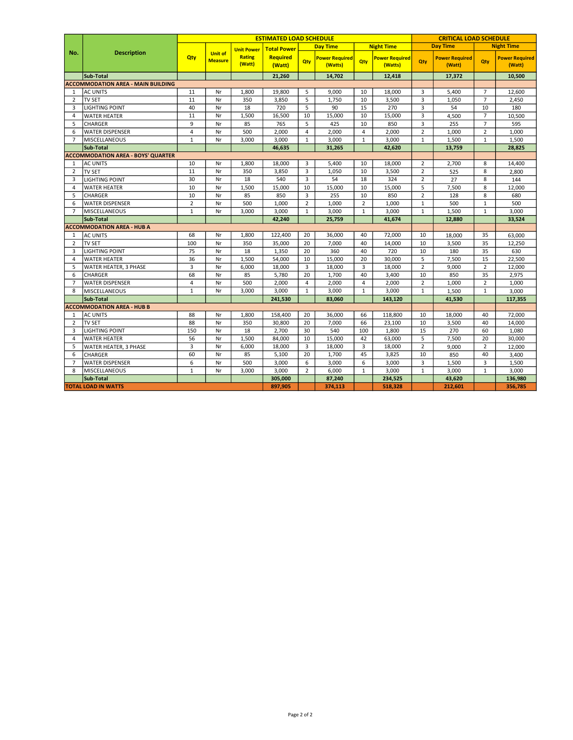| No. | Description | ESTIMATED LOAD SCHEDULE | | | | | | | | CRITICAL LOAD SCHEDULE | | | |
|---|---|---|---|---|---|---|---|---|---|---|---|---|---|
| | | Qty | Unit of Measure | Unit Power Rating (Watt) | Total Power Required (Watt) | Day Time | | Night Time | | Day Time | | Night Time | |
| | | | | | | Qty | Power Required (Watts) | Qty | Power Required (Watts) | Qty | Power Required (Watt) | Qty | Power Required (Watt) |
| | **Sub-Total** | | | | **21,260** | | **14,702** | | **12,418** | | **17,372** | | **10,500** |
| **ACCOMMODATION AREA - MAIN BUILDING** | | | | | | | | | | | | | |
| 1 | AC UNITS | 11 | Nr | 1,800 | 19,800 | 5 | 9,000 | 10 | 18,000 | 3 | 5,400 | 7 | 12,600 |
| 2 | TV SET | 11 | Nr | 350 | 3,850 | 5 | 1,750 | 10 | 3,500 | 3 | 1,050 | 7 | 2,450 |
| 3 | LIGHTING POINT | 40 | Nr | 18 | 720 | 5 | 90 | 15 | 270 | 3 | 54 | 10 | 180 |
| 4 | WATER HEATER | 11 | Nr | 1,500 | 16,500 | 10 | 15,000 | 10 | 15,000 | 3 | 4,500 | 7 | 10,500 |
| 5 | CHARGER | 9 | Nr | 85 | 765 | 5 | 425 | 10 | 850 | 3 | 255 | 7 | 595 |
| 6 | WATER DISPENSER | 4 | Nr | 500 | 2,000 | 4 | 2,000 | 4 | 2,000 | 2 | 1,000 | 2 | 1,000 |
| 7 | MISCELLANEOUS | 1 | Nr | 3,000 | 3,000 | 1 | 3,000 | 1 | 3,000 | 1 | 1,500 | 1 | 1,500 |
| | **Sub-Total** | | | | **46,635** | | **31,265** | | **42,620** | | **13,759** | | **28,825** |
| **ACCOMMODATION AREA - BOYS' QUARTER** | | | | | | | | | | | | | |
| 1 | AC UNITS | 10 | Nr | 1,800 | 18,000 | 3 | 5,400 | 10 | 18,000 | 2 | 2,700 | 8 | 14,400 |
| 2 | TV SET | 11 | Nr | 350 | 3,850 | 3 | 1,050 | 10 | 3,500 | 2 | 525 | 8 | 2,800 |
| 3 | LIGHTING POINT | 30 | Nr | 18 | 540 | 3 | 54 | 18 | 324 | 2 | 27 | 8 | 144 |
| 4 | WATER HEATER | 10 | Nr | 1,500 | 15,000 | 10 | 15,000 | 10 | 15,000 | 5 | 7,500 | 8 | 12,000 |
| 5 | CHARGER | 10 | Nr | 85 | 850 | 3 | 255 | 10 | 850 | 2 | 128 | 8 | 680 |
| 6 | WATER DISPENSER | 2 | Nr | 500 | 1,000 | 2 | 1,000 | 2 | 1,000 | 1 | 500 | 1 | 500 |
| 7 | MISCELLANEOUS | 1 | Nr | 3,000 | 3,000 | 1 | 3,000 | 1 | 3,000 | 1 | 1,500 | 1 | 3,000 |
| | **Sub-Total** | | | | **42,240** | | **25,759** | | **41,674** | | **12,880** | | **33,524** |
| **ACCOMMODATION AREA - HUB A** | | | | | | | | | | | | | |
| 1 | AC UNITS | 68 | Nr | 1,800 | 122,400 | 20 | 36,000 | 40 | 72,000 | 10 | 18,000 | 35 | 63,000 |
| 2 | TV SET | 100 | Nr | 350 | 35,000 | 20 | 7,000 | 40 | 14,000 | 10 | 3,500 | 35 | 12,250 |
| 3 | LIGHTING POINT | 75 | Nr | 18 | 1,350 | 20 | 360 | 40 | 720 | 10 | 180 | 35 | 630 |
| 4 | WATER HEATER | 36 | Nr | 1,500 | 54,000 | 10 | 15,000 | 20 | 30,000 | 5 | 7,500 | 15 | 22,500 |
| 5 | WATER HEATER, 3 PHASE | 3 | Nr | 6,000 | 18,000 | 3 | 18,000 | 3 | 18,000 | 2 | 9,000 | 2 | 12,000 |
| 6 | CHARGER | 68 | Nr | 85 | 5,780 | 20 | 1,700 | 40 | 3,400 | 10 | 850 | 35 | 2,975 |
| 7 | WATER DISPENSER | 4 | Nr | 500 | 2,000 | 4 | 2,000 | 4 | 2,000 | 2 | 1,000 | 2 | 1,000 |
| 8 | MISCELLANEOUS | 1 | Nr | 3,000 | 3,000 | 1 | 3,000 | 1 | 3,000 | 1 | 1,500 | 1 | 3,000 |
| | **Sub-Total** | | | | **241,530** | | **83,060** | | **143,120** | | **41,530** | | **117,355** |
| **ACCOMMODATION AREA - HUB B** | | | | | | | | | | | | | |
| 1 | AC UNITS | 88 | Nr | 1,800 | 158,400 | 20 | 36,000 | 66 | 118,800 | 10 | 18,000 | 40 | 72,000 |
| 2 | TV SET | 88 | Nr | 350 | 30,800 | 20 | 7,000 | 66 | 23,100 | 10 | 3,500 | 40 | 14,000 |
| 3 | LIGHTING POINT | 150 | Nr | 18 | 2,700 | 30 | 540 | 100 | 1,800 | 15 | 270 | 60 | 1,080 |
| 4 | WATER HEATER | 56 | Nr | 1,500 | 84,000 | 10 | 15,000 | 42 | 63,000 | 5 | 7,500 | 20 | 30,000 |
| 5 | WATER HEATER, 3 PHASE | 3 | Nr | 6,000 | 18,000 | 3 | 18,000 | 3 | 18,000 | 2 | 9,000 | 2 | 12,000 |
| 6 | CHARGER | 60 | Nr | 85 | 5,100 | 20 | 1,700 | 45 | 3,825 | 10 | 850 | 40 | 3,400 |
| 7 | WATER DISPENSER | 6 | Nr | 500 | 3,000 | 6 | 3,000 | 6 | 3,000 | 3 | 1,500 | 3 | 1,500 |
| 8 | MISCELLANEOUS | 1 | Nr | 3,000 | 3,000 | 2 | 6,000 | 1 | 3,000 | 1 | 3,000 | 1 | 3,000 |
| | **Sub-Total** | | | | **305,000** | | **87,240** | | **234,525** | | **43,620** | | **136,980** |
| **TOTAL LOAD IN WATTS** | | | | | **897,905** | | **374,113** | | **518,328** | | **212,601** | | **356,785** |